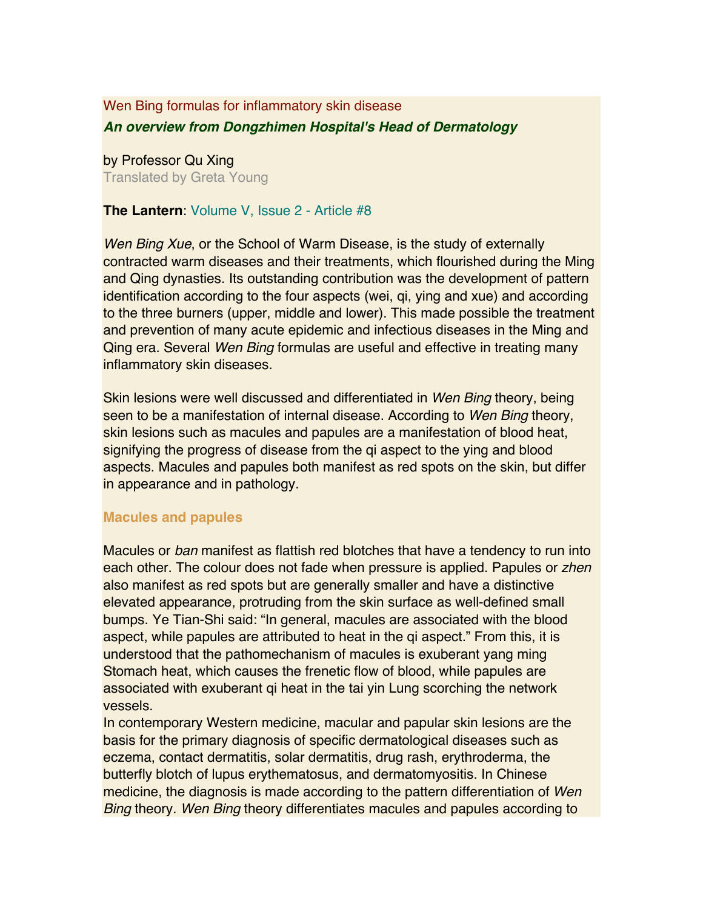# Wen Bing formulas for inflammatory skin disease

## *An overview from Dongzhimen Hospital's Head of Dermatology*

by Professor Qu Xing

Translated by Greta Young

**The Lantern**: Volume V, Issue 2 - Article #8

*Wen Bing Xue*, or the School of Warm Disease, is the study of externally contracted warm diseases and their treatments, which flourished during the Ming and Qing dynasties. Its outstanding contribution was the development of pattern identification according to the four aspects (wei, qi, ying and xue) and according to the three burners (upper, middle and lower). This made possible the treatment and prevention of many acute epidemic and infectious diseases in the Ming and Qing era. Several *Wen Bing* formulas are useful and effective in treating many inflammatory skin diseases.

Skin lesions were well discussed and differentiated in *Wen Bing* theory, being seen to be a manifestation of internal disease. According to *Wen Bing* theory, skin lesions such as macules and papules are a manifestation of blood heat, signifying the progress of disease from the qi aspect to the ying and blood aspects. Macules and papules both manifest as red spots on the skin, but differ in appearance and in pathology.

### Macules and papules

Macules or *ban* manifest as flattish red blotches that have a tendency to run into each other. The colour does not fade when pressure is applied. Papules or *zhen* also manifest as red spots but are generally smaller and have a distinctive elevated appearance, protruding from the skin surface as well-defined small bumps. Ye Tian-Shi said: "In general, macules are associated with the blood aspect, while papules are attributed to heat in the qi aspect." From this, it is understood that the pathomechanism of macules is exuberant yang ming Stomach heat, which causes the frenetic flow of blood, while papules are associated with exuberant qi heat in the tai yin Lung scorching the network vessels.

In contemporary Western medicine, macular and papular skin lesions are the basis for the primary diagnosis of specific dermatological diseases such as eczema, contact dermatitis, solar dermatitis, drug rash, erythroderma, the butterfly blotch of lupus erythematosus, and dermatomyositis. In Chinese medicine, the diagnosis is made according to the pattern differentiation of *Wen Bing* theory. *Wen Bing* theory differentiates macules and papules according to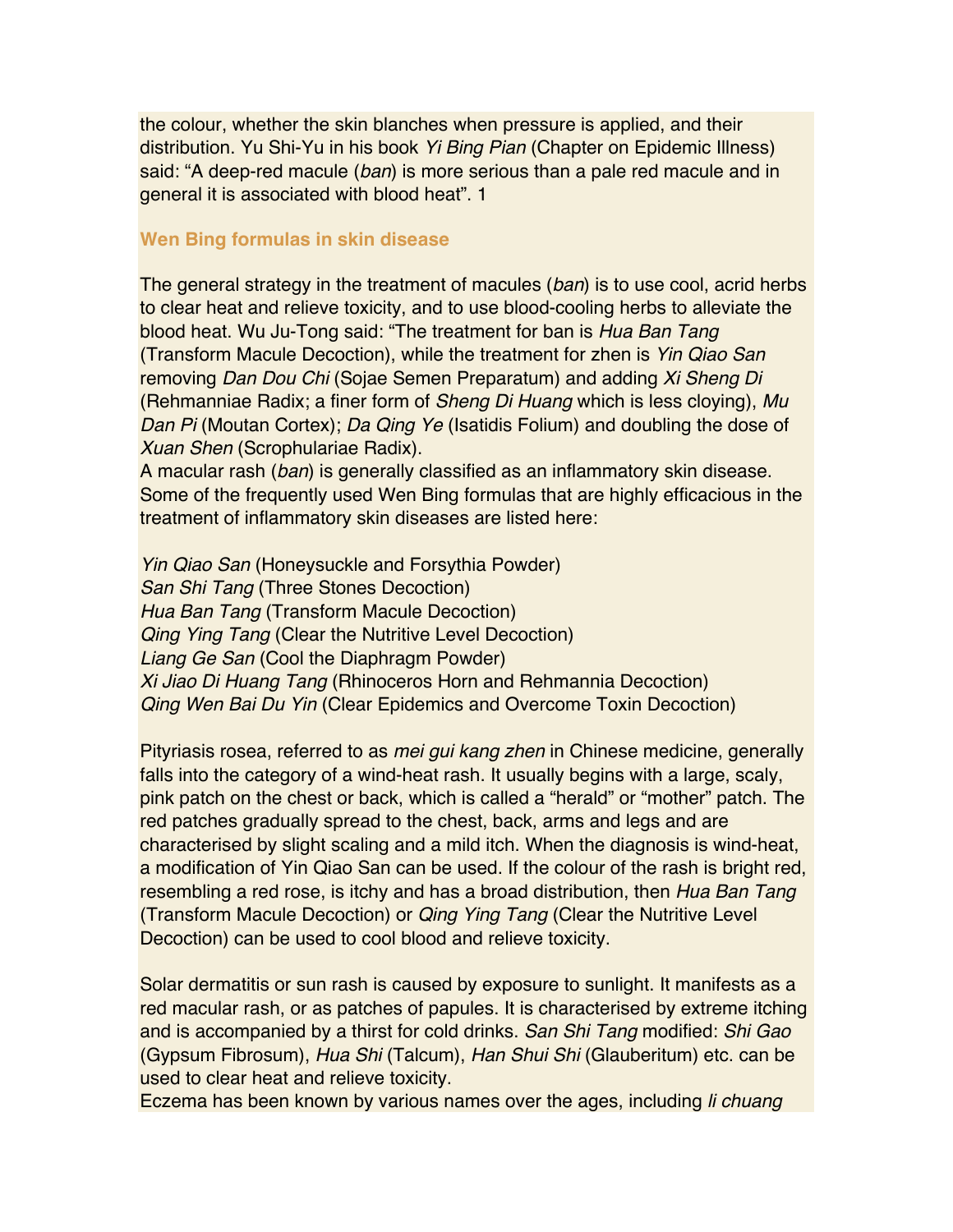the colour, whether the skin blanches when pressure is applied, and their distribution. Yu Shi-Yu in his book *Yi Bing Pian* (Chapter on Epidemic Illness) said: "A deep-red macule (*ban*) is more serious than a pale red macule and in general it is associated with blood heat". 1

## Wen Bing formulas in skin disease

The general strategy in the treatment of macules (*ban*) is to use cool, acrid herbs to clear heat and relieve toxicity, and to use blood-cooling herbs to alleviate the blood heat. Wu Ju-Tong said: "The treatment for ban is *Hua Ban Tang* (Transform Macule Decoction), while the treatment for zhen is *Yin Qiao San* removing *Dan Dou Chi* (Sojae Semen Preparatum) and adding *Xi Sheng Di* (Rehmanniae Radix; a finer form of *Sheng Di Huang* which is less cloying), *Mu Dan Pi* (Moutan Cortex); *Da Qing Ye* (Isatidis Folium) and doubling the dose of *Xuan Shen* (Scrophulariae Radix).

A macular rash (*ban*) is generally classified as an inflammatory skin disease. Some of the frequently used Wen Bing formulas that are highly efficacious in the treatment of inflammatory skin diseases are listed here:

*Yin Qiao San* (Honeysuckle and Forsythia Powder)
*San Shi Tang* (Three Stones Decoction)
*Hua Ban Tang* (Transform Macule Decoction)
*Qing Ying Tang* (Clear the Nutritive Level Decoction)
*Liang Ge San* (Cool the Diaphragm Powder)
*Xi Jiao Di Huang Tang* (Rhinoceros Horn and Rehmannia Decoction)
*Qing Wen Bai Du Yin* (Clear Epidemics and Overcome Toxin Decoction)

Pityriasis rosea, referred to as *mei gui kang zhen* in Chinese medicine, generally falls into the category of a wind-heat rash. It usually begins with a large, scaly, pink patch on the chest or back, which is called a "herald" or "mother" patch. The red patches gradually spread to the chest, back, arms and legs and are characterised by slight scaling and a mild itch. When the diagnosis is wind-heat, a modification of Yin Qiao San can be used. If the colour of the rash is bright red, resembling a red rose, is itchy and has a broad distribution, then *Hua Ban Tang* (Transform Macule Decoction) or *Qing Ying Tang* (Clear the Nutritive Level Decoction) can be used to cool blood and relieve toxicity.

Solar dermatitis or sun rash is caused by exposure to sunlight. It manifests as a red macular rash, or as patches of papules. It is characterised by extreme itching and is accompanied by a thirst for cold drinks. *San Shi Tang* modified: *Shi Gao* (Gypsum Fibrosum), *Hua Shi* (Talcum), *Han Shui Shi* (Glauberitum) etc. can be used to clear heat and relieve toxicity.

Eczema has been known by various names over the ages, including *li chuang*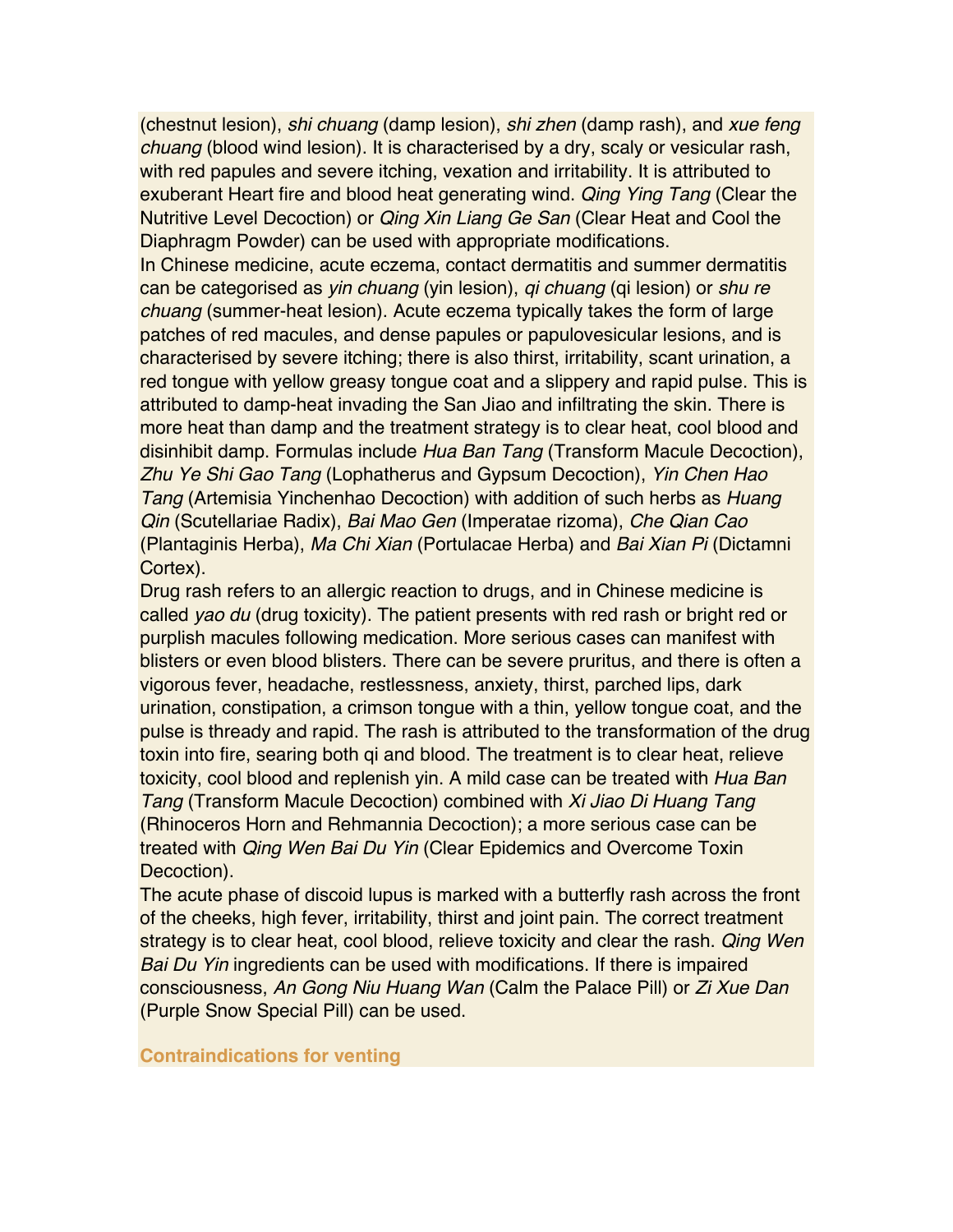(chestnut lesion), *shi chuang* (damp lesion), *shi zhen* (damp rash), and *xue feng chuang* (blood wind lesion). It is characterised by a dry, scaly or vesicular rash, with red papules and severe itching, vexation and irritability. It is attributed to exuberant Heart fire and blood heat generating wind. *Qing Ying Tang* (Clear the Nutritive Level Decoction) or *Qing Xin Liang Ge San* (Clear Heat and Cool the Diaphragm Powder) can be used with appropriate modifications.

In Chinese medicine, acute eczema, contact dermatitis and summer dermatitis can be categorised as *yin chuang* (yin lesion), *qi chuang* (qi lesion) or *shu re chuang* (summer-heat lesion). Acute eczema typically takes the form of large patches of red macules, and dense papules or papulovesicular lesions, and is characterised by severe itching; there is also thirst, irritability, scant urination, a red tongue with yellow greasy tongue coat and a slippery and rapid pulse. This is attributed to damp-heat invading the San Jiao and infiltrating the skin. There is more heat than damp and the treatment strategy is to clear heat, cool blood and disinhibit damp. Formulas include *Hua Ban Tang* (Transform Macule Decoction), *Zhu Ye Shi Gao Tang* (Lophatherus and Gypsum Decoction), *Yin Chen Hao Tang* (Artemisia Yinchenhao Decoction) with addition of such herbs as *Huang Qin* (Scutellariae Radix), *Bai Mao Gen* (Imperatae rizoma), *Che Qian Cao* (Plantaginis Herba), *Ma Chi Xian* (Portulacae Herba) and *Bai Xian Pi* (Dictamni Cortex).

Drug rash refers to an allergic reaction to drugs, and in Chinese medicine is called *yao du* (drug toxicity). The patient presents with red rash or bright red or purplish macules following medication. More serious cases can manifest with blisters or even blood blisters. There can be severe pruritus, and there is often a vigorous fever, headache, restlessness, anxiety, thirst, parched lips, dark urination, constipation, a crimson tongue with a thin, yellow tongue coat, and the pulse is thready and rapid. The rash is attributed to the transformation of the drug toxin into fire, searing both qi and blood. The treatment is to clear heat, relieve toxicity, cool blood and replenish yin. A mild case can be treated with *Hua Ban Tang* (Transform Macule Decoction) combined with *Xi Jiao Di Huang Tang* (Rhinoceros Horn and Rehmannia Decoction); a more serious case can be treated with *Qing Wen Bai Du Yin* (Clear Epidemics and Overcome Toxin Decoction).

The acute phase of discoid lupus is marked with a butterfly rash across the front of the cheeks, high fever, irritability, thirst and joint pain. The correct treatment strategy is to clear heat, cool blood, relieve toxicity and clear the rash. *Qing Wen Bai Du Yin* ingredients can be used with modifications. If there is impaired consciousness, *An Gong Niu Huang Wan* (Calm the Palace Pill) or *Zi Xue Dan* (Purple Snow Special Pill) can be used.

### Contraindications for venting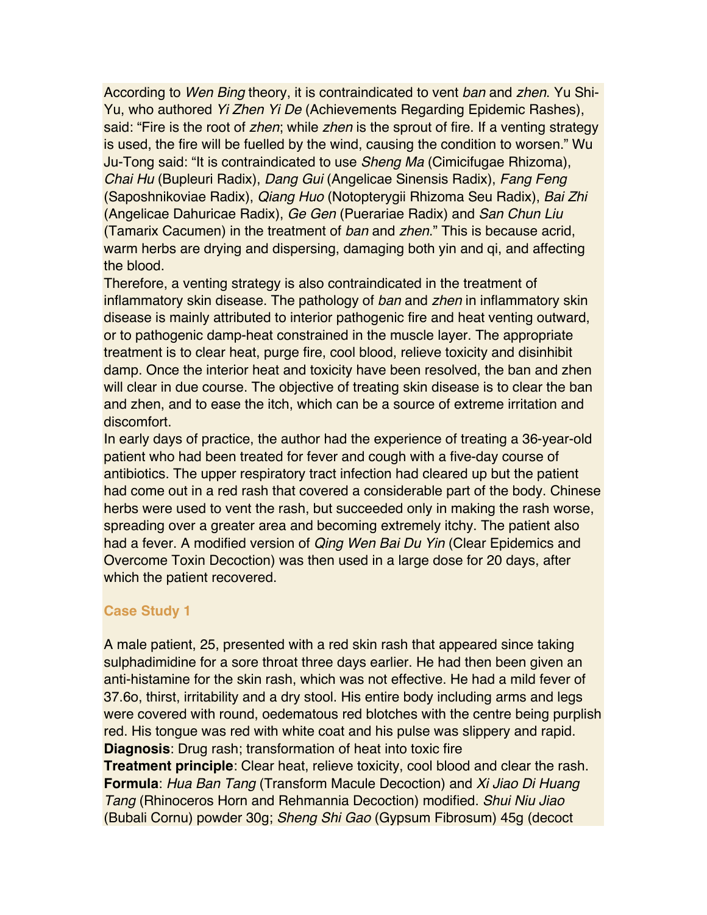According to *Wen Bing* theory, it is contraindicated to vent *ban* and *zhen*. Yu Shi-Yu, who authored *Yi Zhen Yi De* (Achievements Regarding Epidemic Rashes), said: "Fire is the root of *zhen*; while *zhen* is the sprout of fire. If a venting strategy is used, the fire will be fuelled by the wind, causing the condition to worsen." Wu Ju-Tong said: "It is contraindicated to use *Sheng Ma* (Cimicifugae Rhizoma), *Chai Hu* (Bupleuri Radix), *Dang Gui* (Angelicae Sinensis Radix), *Fang Feng* (Saposhnikoviae Radix), *Qiang Huo* (Notopterygii Rhizoma Seu Radix), *Bai Zhi* (Angelicae Dahuricae Radix), *Ge Gen* (Puerariae Radix) and *San Chun Liu* (Tamarix Cacumen) in the treatment of *ban* and *zhen*." This is because acrid, warm herbs are drying and dispersing, damaging both yin and qi, and affecting the blood.

Therefore, a venting strategy is also contraindicated in the treatment of inflammatory skin disease. The pathology of *ban* and *zhen* in inflammatory skin disease is mainly attributed to interior pathogenic fire and heat venting outward, or to pathogenic damp-heat constrained in the muscle layer. The appropriate treatment is to clear heat, purge fire, cool blood, relieve toxicity and disinhibit damp. Once the interior heat and toxicity have been resolved, the ban and zhen will clear in due course. The objective of treating skin disease is to clear the ban and zhen, and to ease the itch, which can be a source of extreme irritation and discomfort.

In early days of practice, the author had the experience of treating a 36-year-old patient who had been treated for fever and cough with a five-day course of antibiotics. The upper respiratory tract infection had cleared up but the patient had come out in a red rash that covered a considerable part of the body. Chinese herbs were used to vent the rash, but succeeded only in making the rash worse, spreading over a greater area and becoming extremely itchy. The patient also had a fever. A modified version of *Qing Wen Bai Du Yin* (Clear Epidemics and Overcome Toxin Decoction) was then used in a large dose for 20 days, after which the patient recovered.

### Case Study 1

A male patient, 25, presented with a red skin rash that appeared since taking sulphadimidine for a sore throat three days earlier. He had then been given an anti-histamine for the skin rash, which was not effective. He had a mild fever of 37.6o, thirst, irritability and a dry stool. His entire body including arms and legs were covered with round, oedematous red blotches with the centre being purplish red. His tongue was red with white coat and his pulse was slippery and rapid.

**Diagnosis**: Drug rash; transformation of heat into toxic fire

**Treatment principle**: Clear heat, relieve toxicity, cool blood and clear the rash.

**Formula**: *Hua Ban Tang* (Transform Macule Decoction) and *Xi Jiao Di Huang Tang* (Rhinoceros Horn and Rehmannia Decoction) modified. *Shui Niu Jiao* (Bubali Cornu) powder 30g; *Sheng Shi Gao* (Gypsum Fibrosum) 45g (decoct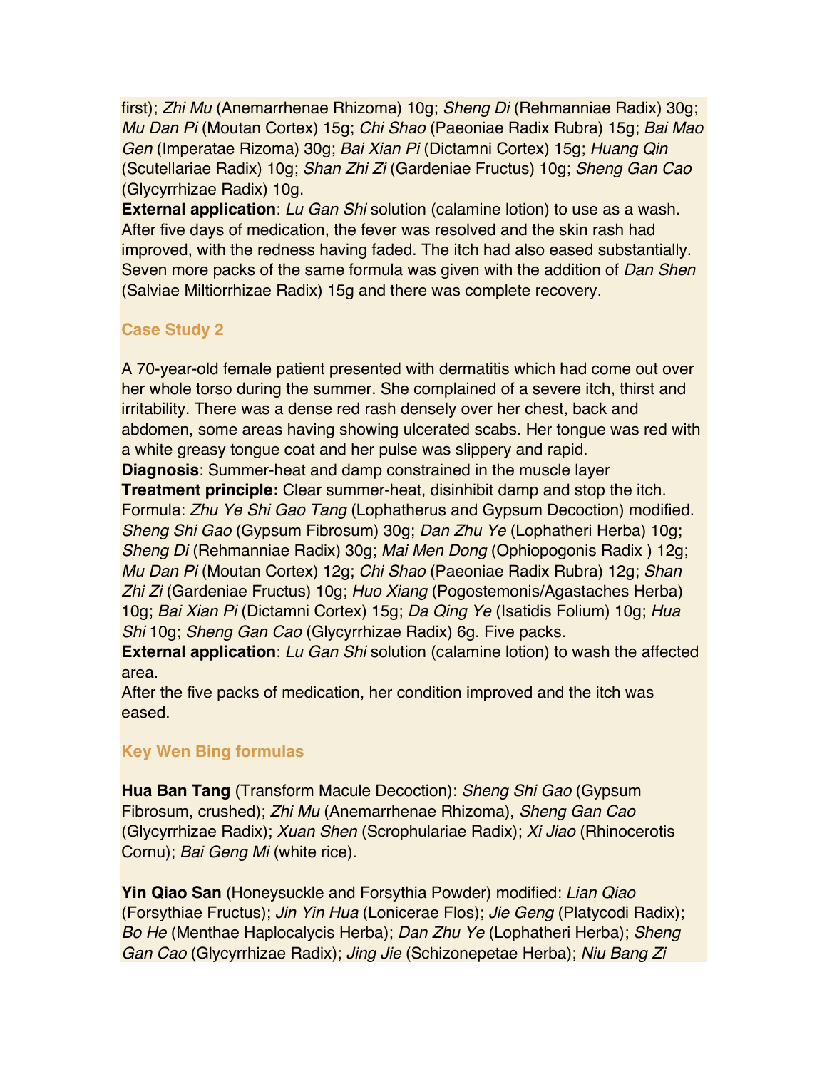first); *Zhi Mu* (Anemarrhenae Rhizoma) 10g; *Sheng Di* (Rehmanniae Radix) 30g; *Mu Dan Pi* (Moutan Cortex) 15g; *Chi Shao* (Paeoniae Radix Rubra) 15g; *Bai Mao Gen* (Imperatae Rizoma) 30g; *Bai Xian Pi* (Dictamni Cortex) 15g; *Huang Qin* (Scutellariae Radix) 10g; *Shan Zhi Zi* (Gardeniae Fructus) 10g; *Sheng Gan Cao* (Glycyrrhizae Radix) 10g.

**External application**: *Lu Gan Shi* solution (calamine lotion) to use as a wash. After five days of medication, the fever was resolved and the skin rash had improved, with the redness having faded. The itch had also eased substantially. Seven more packs of the same formula was given with the addition of *Dan Shen* (Salviae Miltiorrhizae Radix) 15g and there was complete recovery.

### Case Study 2

A 70-year-old female patient presented with dermatitis which had come out over her whole torso during the summer. She complained of a severe itch, thirst and irritability. There was a dense red rash densely over her chest, back and abdomen, some areas having showing ulcerated scabs. Her tongue was red with a white greasy tongue coat and her pulse was slippery and rapid.

**Diagnosis**: Summer-heat and damp constrained in the muscle layer

**Treatment principle:** Clear summer-heat, disinhibit damp and stop the itch.

Formula: *Zhu Ye Shi Gao Tang* (Lophatherus and Gypsum Decoction) modified. *Sheng Shi Gao* (Gypsum Fibrosum) 30g; *Dan Zhu Ye* (Lophatheri Herba) 10g; *Sheng Di* (Rehmanniae Radix) 30g; *Mai Men Dong* (Ophiopogonis Radix ) 12g; *Mu Dan Pi* (Moutan Cortex) 12g; *Chi Shao* (Paeoniae Radix Rubra) 12g; *Shan Zhi Zi* (Gardeniae Fructus) 10g; *Huo Xiang* (Pogostemonis/Agastaches Herba) 10g; *Bai Xian Pi* (Dictamni Cortex) 15g; *Da Qing Ye* (Isatidis Folium) 10g; *Hua Shi* 10g; *Sheng Gan Cao* (Glycyrrhizae Radix) 6g. Five packs.

**External application**: *Lu Gan Shi* solution (calamine lotion) to wash the affected area.

After the five packs of medication, her condition improved and the itch was eased.

### Key Wen Bing formulas

**Hua Ban Tang** (Transform Macule Decoction): *Sheng Shi Gao* (Gypsum Fibrosum, crushed); *Zhi Mu* (Anemarrhenae Rhizoma), *Sheng Gan Cao* (Glycyrrhizae Radix); *Xuan Shen* (Scrophulariae Radix); *Xi Jiao* (Rhinocerotis Cornu); *Bai Geng Mi* (white rice).

**Yin Qiao San** (Honeysuckle and Forsythia Powder) modified: *Lian Qiao* (Forsythiae Fructus); *Jin Yin Hua* (Lonicerae Flos); *Jie Geng* (Platycodi Radix); *Bo He* (Menthae Haplocalycis Herba); *Dan Zhu Ye* (Lophatheri Herba); *Sheng Gan Cao* (Glycyrrhizae Radix); *Jing Jie* (Schizonepetae Herba); *Niu Bang Zi*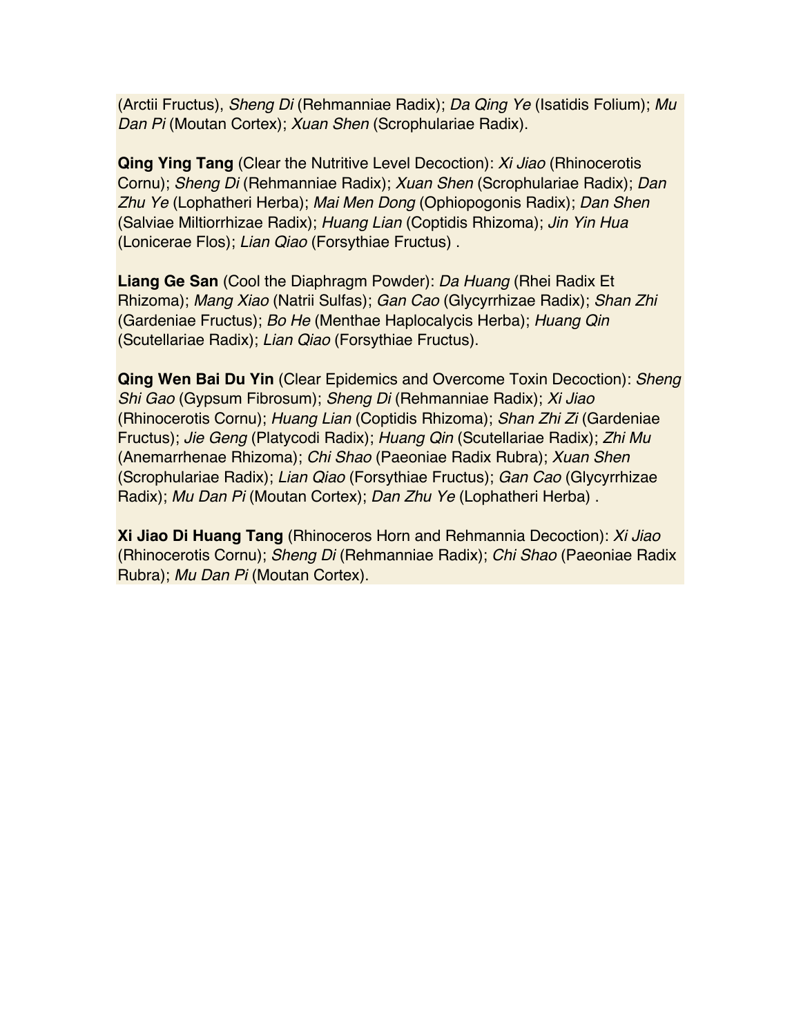(Arctii Fructus), *Sheng Di* (Rehmanniae Radix); *Da Qing Ye* (Isatidis Folium); *Mu Dan Pi* (Moutan Cortex); *Xuan Shen* (Scrophulariae Radix).

**Qing Ying Tang** (Clear the Nutritive Level Decoction): *Xi Jiao* (Rhinocerotis Cornu); *Sheng Di* (Rehmanniae Radix); *Xuan Shen* (Scrophulariae Radix); *Dan Zhu Ye* (Lophatheri Herba); *Mai Men Dong* (Ophiopogonis Radix); *Dan Shen* (Salviae Miltiorrhizae Radix); *Huang Lian* (Coptidis Rhizoma); *Jin Yin Hua* (Lonicerae Flos); *Lian Qiao* (Forsythiae Fructus) .

**Liang Ge San** (Cool the Diaphragm Powder): *Da Huang* (Rhei Radix Et Rhizoma); *Mang Xiao* (Natrii Sulfas); *Gan Cao* (Glycyrrhizae Radix); *Shan Zhi* (Gardeniae Fructus); *Bo He* (Menthae Haplocalycis Herba); *Huang Qin* (Scutellariae Radix); *Lian Qiao* (Forsythiae Fructus).

**Qing Wen Bai Du Yin** (Clear Epidemics and Overcome Toxin Decoction): *Sheng Shi Gao* (Gypsum Fibrosum); *Sheng Di* (Rehmanniae Radix); *Xi Jiao* (Rhinocerotis Cornu); *Huang Lian* (Coptidis Rhizoma); *Shan Zhi Zi* (Gardeniae Fructus); *Jie Geng* (Platycodi Radix); *Huang Qin* (Scutellariae Radix); *Zhi Mu* (Anemarrhenae Rhizoma); *Chi Shao* (Paeoniae Radix Rubra); *Xuan Shen* (Scrophulariae Radix); *Lian Qiao* (Forsythiae Fructus); *Gan Cao* (Glycyrrhizae Radix); *Mu Dan Pi* (Moutan Cortex); *Dan Zhu Ye* (Lophatheri Herba) .

**Xi Jiao Di Huang Tang** (Rhinoceros Horn and Rehmannia Decoction): *Xi Jiao* (Rhinocerotis Cornu); *Sheng Di* (Rehmanniae Radix); *Chi Shao* (Paeoniae Radix Rubra); *Mu Dan Pi* (Moutan Cortex).